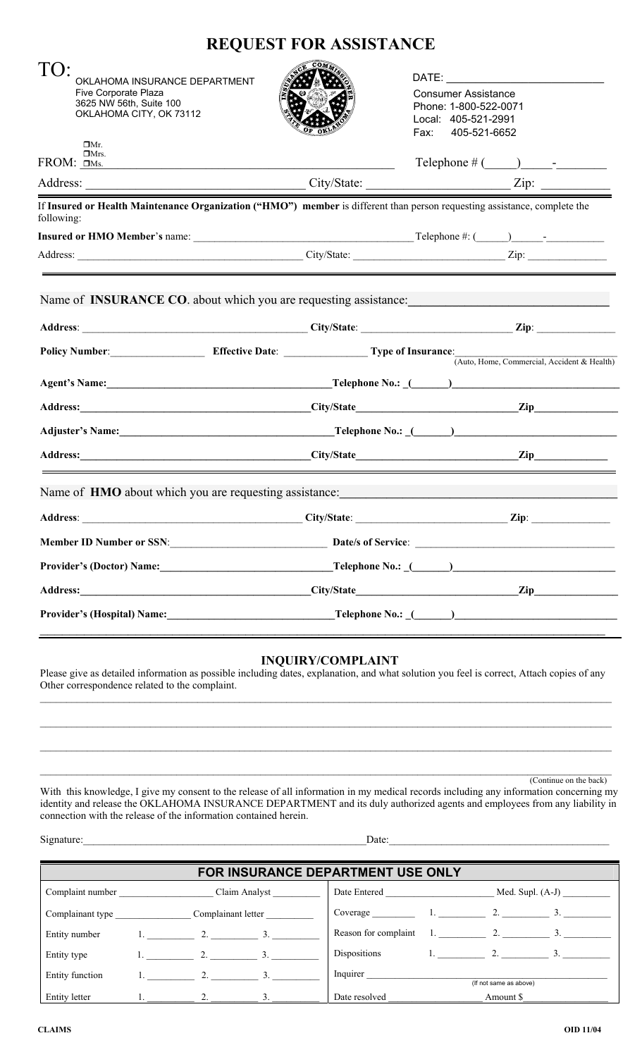# REQUEST FOR ASSISTANCE

TO:
OKLAHOMA INSURANCE DEPARTMENT
Five Corporate Plaza
3625 NW 56th, Suite 100
OKLAHOMA CITY, OK 73112

DATE: ___________________________

Consumer Assistance
Phone: 1-800-522-0071
Local: 405-521-2991
Fax: 405-521-6652

FROM: ☐Mr. ☐Mrs. ☐Ms. ________________________________________ Telephone # (_____)_____-________

Address: ________________________________ City/State: ____________________ Zip: __________

If **Insured or Health Maintenance Organization ("HMO") member** is different than person requesting assistance, complete the following:

**Insured or HMO Member's** name: ________________________________________ Telephone #: (_____)_____-__________

Address: ________________________________________ City/State: ___________________________ Zip: ______________

---

Name of **INSURANCE CO**. about which you are requesting assistance: ______________________________

**Address**: ________________________________________ **City/State**: ___________________________ **Zip**: ______________

**Policy Number**: _________________ **Effective Date**: _______________ **Type of Insurance**: ______________________________
(Auto, Home, Commercial, Accident & Health)

**Agent's Name:** ________________________________________ **Telephone No.:** (______)______________________________

**Address:** ________________________________________ **City/State** ____________________________ **Zip** _______________

**Adjuster's Name:** ________________________________________ **Telephone No.:** (______)______________________________

**Address:** ________________________________________ **City/State** ____________________________ **Zip** _______________

---

Name of **HMO** about which you are requesting assistance: ________________________________________

**Address**: ________________________________________ **City/State**: ___________________________ **Zip**: ______________

**Member ID Number or SSN**: ____________________________ **Date/s of Service**: ____________________________________

**Provider's (Doctor) Name:** ______________________________ **Telephone No.:** (______)______________________________

**Address:** ________________________________________ **City/State** ____________________________ **Zip** _______________

**Provider's (Hospital) Name:** ______________________________ **Telephone No.:** (______)______________________________

---

## INQUIRY/COMPLAINT

Please give as detailed information as possible including dates, explanation, and what solution you feel is correct, Attach copies of any Other correspondence related to the complaint.

________________________________________________________________________________________________

________________________________________________________________________________________________

________________________________________________________________________________________________

________________________________________________________________________________________________

(Continue on the back)

With this knowledge, I give my consent to the release of all information in my medical records including any information concerning my identity and release the OKLAHOMA INSURANCE DEPARTMENT and its duly authorized agents and employees from any liability in connection with the release of the information contained herein.

Signature: ______________________________________________________ Date: ________________________________________

| FOR INSURANCE DEPARTMENT USE ONLY | | | | | | | |
|---|---|---|---|---|---|---|---|
| Complaint number ____________ | Claim Analyst ________ | | | Date Entered ____________ | Med. Supl. (A-J) ________ | | |
| Complainant type ____________ | Complainant letter ________ | | | Coverage ________ | 1. ________ | 2. ________ | 3. ________ |
| Entity number | 1. ________ | 2. ________ | 3. ________ | Reason for complaint | 1. ________ | 2. ________ | 3. ________ |
| Entity type | 1. ________ | 2. ________ | 3. ________ | Dispositions | 1. ________ | 2. ________ | 3. ________ |
| Entity function | 1. ________ | 2. ________ | 3. ________ | Inquirer ____________ (If not same as above) | | | |
| Entity letter | 1. ________ | 2. ________ | 3. ________ | Date resolved ____________ | Amount $ ____________ | | |

CLAIMS

OID 11/04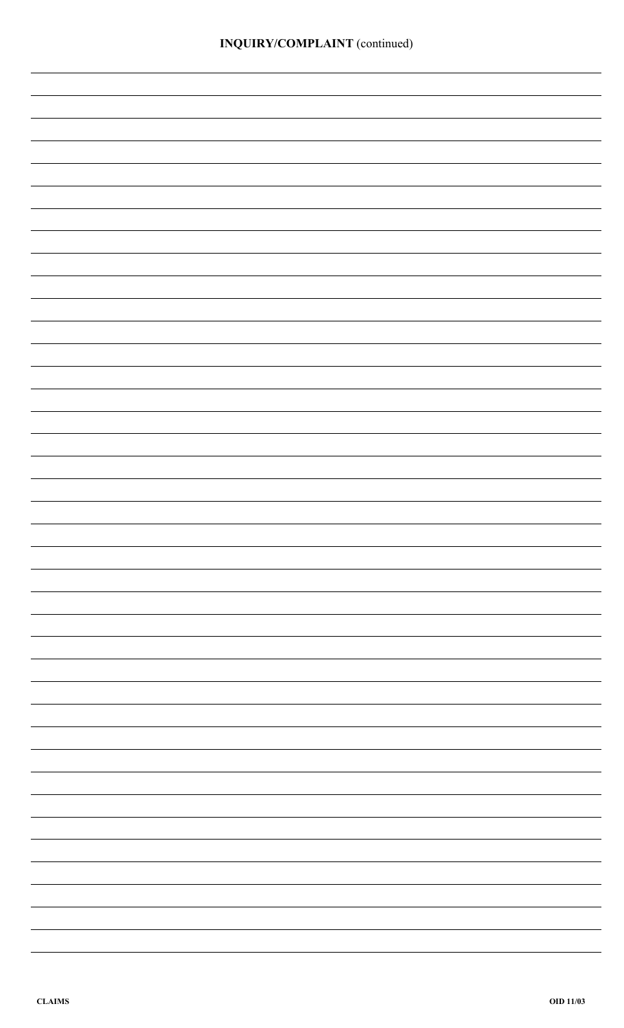## INQUIRY/COMPLAINT (continued)

CLAIMS

OID 11/03